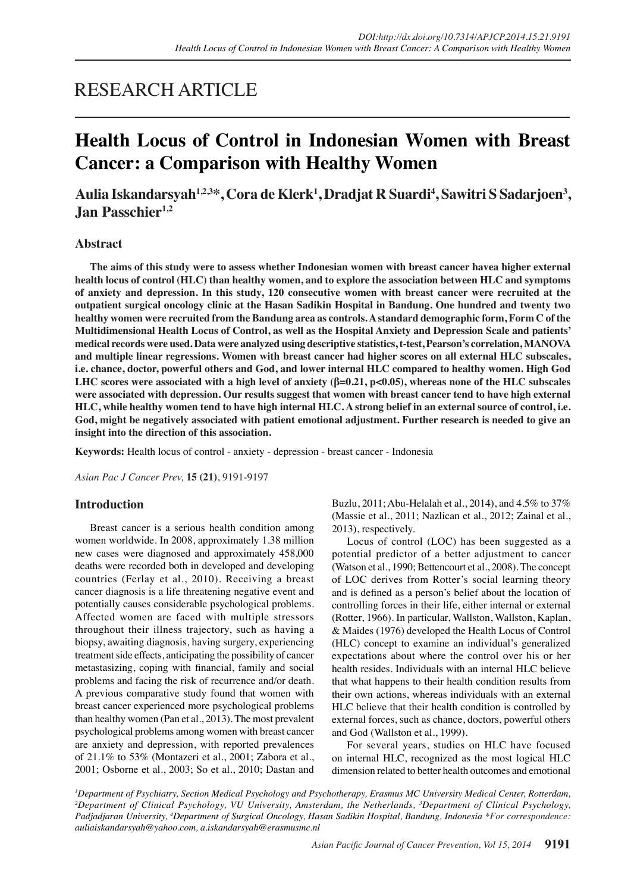RESEARCH ARTICLE

# Health Locus of Control in Indonesian Women with Breast Cancer: a Comparison with Healthy Women

**Aulia Iskandarsyah[1,2,3]*, Cora de Klerk[1], Dradjat R Suardi[4], Sawitri S Sadarjoen[3], Jan Passchier[1,2]**

## Abstract

**The aims of this study were to assess whether Indonesian women with breast cancer havea higher external health locus of control (HLC) than healthy women, and to explore the association between HLC and symptoms of anxiety and depression. In this study, 120 consecutive women with breast cancer were recruited at the outpatient surgical oncology clinic at the Hasan Sadikin Hospital in Bandung. One hundred and twenty two healthy women were recruited from the Bandung area as controls. A standard demographic form, Form C of the Multidimensional Health Locus of Control, as well as the Hospital Anxiety and Depression Scale and patients' medical records were used. Data were analyzed using descriptive statistics, t-test, Pearson's correlation, MANOVA and multiple linear regressions. Women with breast cancer had higher scores on all external HLC subscales, i.e. chance, doctor, powerful others and God, and lower internal HLC compared to healthy women. High God LHC scores were associated with a high level of anxiety ($\beta$=0.21, $p<0.05$), whereas none of the HLC subscales were associated with depression. Our results suggest that women with breast cancer tend to have high external HLC, while healthy women tend to have high internal HLC. A strong belief in an external source of control, i.e. God, might be negatively associated with patient emotional adjustment. Further research is needed to give an insight into the direction of this association.**

**Keywords:** Health locus of control - anxiety - depression - breast cancer - Indonesia

## Introduction

Breast cancer is a serious health condition among women worldwide. In 2008, approximately 1.38 million new cases were diagnosed and approximately 458,000 deaths were recorded both in developed and developing countries (Ferlay et al., 2010). Receiving a breast cancer diagnosis is a life threatening negative event and potentially causes considerable psychological problems. Affected women are faced with multiple stressors throughout their illness trajectory, such as having a biopsy, awaiting diagnosis, having surgery, experiencing treatment side effects, anticipating the possibility of cancer metastasizing, coping with financial, family and social problems and facing the risk of recurrence and/or death. A previous comparative study found that women with breast cancer experienced more psychological problems than healthy women (Pan et al., 2013). The most prevalent psychological problems among women with breast cancer are anxiety and depression, with reported prevalences of 21.1% to 53% (Montazeri et al., 2001; Zabora et al., 2001; Osborne et al., 2003; So et al., 2010; Dastan and Buzlu, 2011; Abu-Helalah et al., 2014), and 4.5% to 37% (Massie et al., 2011; Nazlican et al., 2012; Zainal et al., 2013), respectively.

Locus of control (LOC) has been suggested as a potential predictor of a better adjustment to cancer (Watson et al., 1990; Bettencourt et al., 2008). The concept of LOC derives from Rotter's social learning theory and is defined as a person's belief about the location of controlling forces in their life, either internal or external (Rotter, 1966). In particular, Wallston, Wallston, Kaplan, & Maides (1976) developed the Health Locus of Control (HLC) concept to examine an individual's generalized expectations about where the control over his or her health resides. Individuals with an internal HLC believe that what happens to their health condition results from their own actions, whereas individuals with an external HLC believe that their health condition is controlled by external forces, such as chance, doctors, powerful others and God (Wallston et al., 1999).

For several years, studies on HLC have focused on internal HLC, recognized as the most logical HLC dimension related to better health outcomes and emotional

*[1]Department of Psychiatry, Section Medical Psychology and Psychotherapy, Erasmus MC University Medical Center, Rotterdam, [2]Department of Clinical Psychology, VU University, Amsterdam, the Netherlands, [3]Department of Clinical Psychology, Padjadjaran University, [4]Department of Surgical Oncology, Hasan Sadikin Hospital, Bandung, Indonesia *For correspondence: auliaiskandarsyah@yahoo.com, a.iskandarsyah@erasmusmc.nl*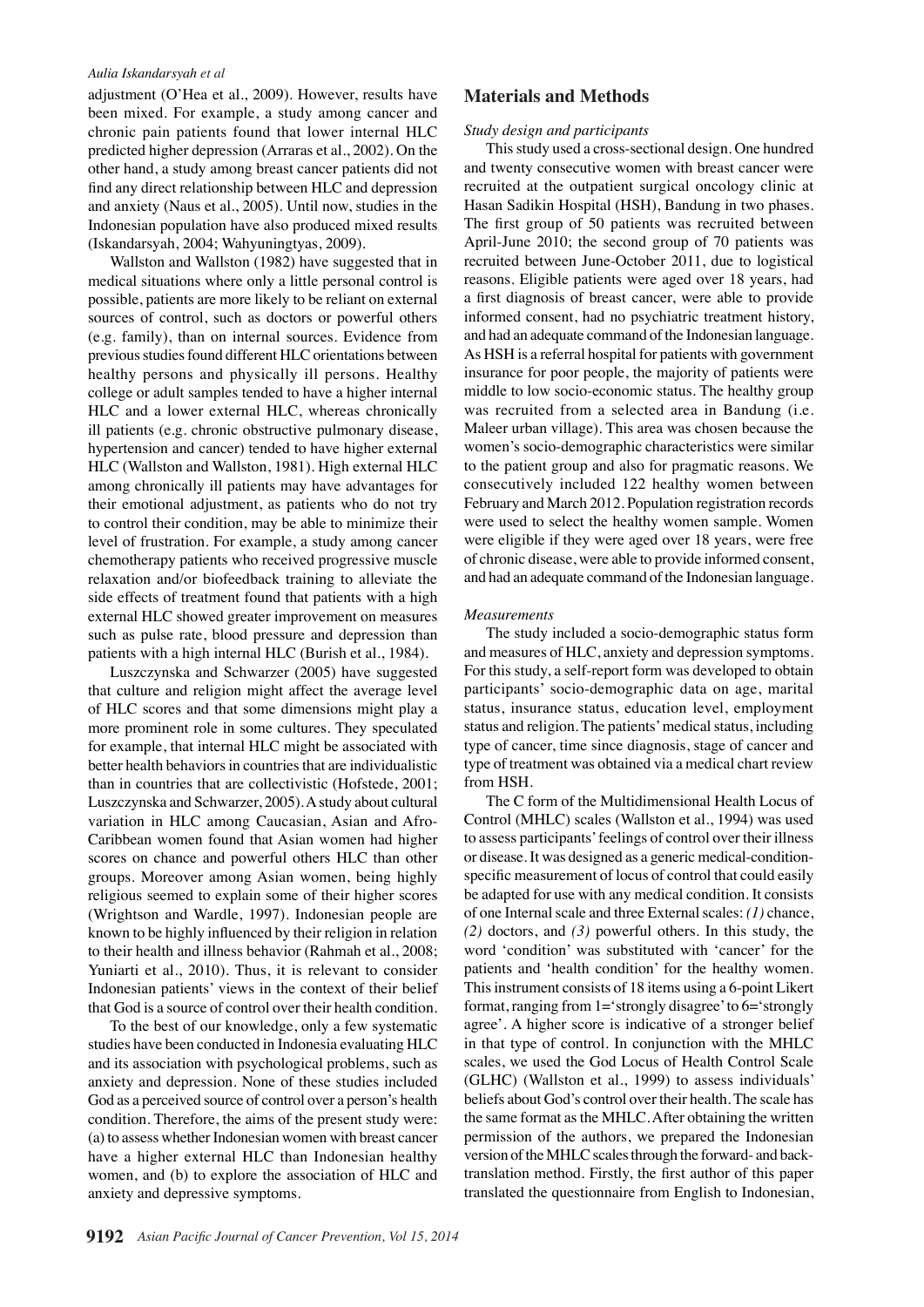adjustment (O'Hea et al., 2009). However, results have been mixed. For example, a study among cancer and chronic pain patients found that lower internal HLC predicted higher depression (Arraras et al., 2002). On the other hand, a study among breast cancer patients did not find any direct relationship between HLC and depression and anxiety (Naus et al., 2005). Until now, studies in the Indonesian population have also produced mixed results (Iskandarsyah, 2004; Wahyuningtyas, 2009).

Wallston and Wallston (1982) have suggested that in medical situations where only a little personal control is possible, patients are more likely to be reliant on external sources of control, such as doctors or powerful others (e.g. family), than on internal sources. Evidence from previous studies found different HLC orientations between healthy persons and physically ill persons. Healthy college or adult samples tended to have a higher internal HLC and a lower external HLC, whereas chronically ill patients (e.g. chronic obstructive pulmonary disease, hypertension and cancer) tended to have higher external HLC (Wallston and Wallston, 1981). High external HLC among chronically ill patients may have advantages for their emotional adjustment, as patients who do not try to control their condition, may be able to minimize their level of frustration. For example, a study among cancer chemotherapy patients who received progressive muscle relaxation and/or biofeedback training to alleviate the side effects of treatment found that patients with a high external HLC showed greater improvement on measures such as pulse rate, blood pressure and depression than patients with a high internal HLC (Burish et al., 1984).

Luszczynska and Schwarzer (2005) have suggested that culture and religion might affect the average level of HLC scores and that some dimensions might play a more prominent role in some cultures. They speculated for example, that internal HLC might be associated with better health behaviors in countries that are individualistic than in countries that are collectivistic (Hofstede, 2001; Luszczynska and Schwarzer, 2005). A study about cultural variation in HLC among Caucasian, Asian and Afro-Caribbean women found that Asian women had higher scores on chance and powerful others HLC than other groups. Moreover among Asian women, being highly religious seemed to explain some of their higher scores (Wrightson and Wardle, 1997). Indonesian people are known to be highly influenced by their religion in relation to their health and illness behavior (Rahmah et al., 2008; Yuniarti et al., 2010). Thus, it is relevant to consider Indonesian patients' views in the context of their belief that God is a source of control over their health condition.

To the best of our knowledge, only a few systematic studies have been conducted in Indonesia evaluating HLC and its association with psychological problems, such as anxiety and depression. None of these studies included God as a perceived source of control over a person's health condition. Therefore, the aims of the present study were: (a) to assess whether Indonesian women with breast cancer have a higher external HLC than Indonesian healthy women, and (b) to explore the association of HLC and anxiety and depressive symptoms.

## Materials and Methods

*Study design and participants*

This study used a cross-sectional design. One hundred and twenty consecutive women with breast cancer were recruited at the outpatient surgical oncology clinic at Hasan Sadikin Hospital (HSH), Bandung in two phases. The first group of 50 patients was recruited between April-June 2010; the second group of 70 patients was recruited between June-October 2011, due to logistical reasons. Eligible patients were aged over 18 years, had a first diagnosis of breast cancer, were able to provide informed consent, had no psychiatric treatment history, and had an adequate command of the Indonesian language. As HSH is a referral hospital for patients with government insurance for poor people, the majority of patients were middle to low socio-economic status. The healthy group was recruited from a selected area in Bandung (i.e. Maleer urban village). This area was chosen because the women's socio-demographic characteristics were similar to the patient group and also for pragmatic reasons. We consecutively included 122 healthy women between February and March 2012. Population registration records were used to select the healthy women sample. Women were eligible if they were aged over 18 years, were free of chronic disease, were able to provide informed consent, and had an adequate command of the Indonesian language.

*Measurements*

The study included a socio-demographic status form and measures of HLC, anxiety and depression symptoms. For this study, a self-report form was developed to obtain participants' socio-demographic data on age, marital status, insurance status, education level, employment status and religion. The patients' medical status, including type of cancer, time since diagnosis, stage of cancer and type of treatment was obtained via a medical chart review from HSH.

The C form of the Multidimensional Health Locus of Control (MHLC) scales (Wallston et al., 1994) was used to assess participants' feelings of control over their illness or disease. It was designed as a generic medical-condition-specific measurement of locus of control that could easily be adapted for use with any medical condition. It consists of one Internal scale and three External scales: *(1)* chance, *(2)* doctors, and *(3)* powerful others. In this study, the word 'condition' was substituted with 'cancer' for the patients and 'health condition' for the healthy women. This instrument consists of 18 items using a 6-point Likert format, ranging from 1='strongly disagree' to 6='strongly agree'. A higher score is indicative of a stronger belief in that type of control. In conjunction with the MHLC scales, we used the God Locus of Health Control Scale (GLHC) (Wallston et al., 1999) to assess individuals' beliefs about God's control over their health. The scale has the same format as the MHLC. After obtaining the written permission of the authors, we prepared the Indonesian version of the MHLC scales through the forward- and back-translation method. Firstly, the first author of this paper translated the questionnaire from English to Indonesian,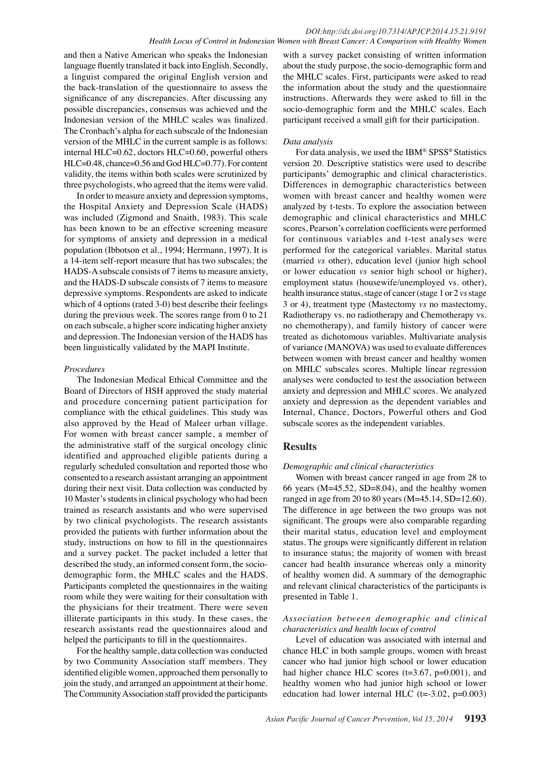and then a Native American who speaks the Indonesian language fluently translated it back into English. Secondly, a linguist compared the original English version and the back-translation of the questionnaire to assess the significance of any discrepancies. After discussing any possible discrepancies, consensus was achieved and the Indonesian version of the MHLC scales was finalized. The Cronbach's alpha for each subscale of the Indonesian version of the MHLC in the current sample is as follows: internal HLC=0.62, doctors HLC=0.60, powerful others HLC=0.48, chance=0.56 and God HLC=0.77). For content validity, the items within both scales were scrutinized by three psychologists, who agreed that the items were valid.

In order to measure anxiety and depression symptoms, the Hospital Anxiety and Depression Scale (HADS) was included (Zigmond and Snaith, 1983). This scale has been known to be an effective screening measure for symptoms of anxiety and depression in a medical population (Ibbotson et al., 1994; Herrmann, 1997). It is a 14-item self-report measure that has two subscales; the HADS-A subscale consists of 7 items to measure anxiety, and the HADS-D subscale consists of 7 items to measure depressive symptoms. Respondents are asked to indicate which of 4 options (rated 3-0) best describe their feelings during the previous week. The scores range from 0 to 21 on each subscale, a higher score indicating higher anxiety and depression. The Indonesian version of the HADS has been linguistically validated by the MAPI Institute.

*Procedures*

The Indonesian Medical Ethical Committee and the Board of Directors of HSH approved the study material and procedure concerning patient participation for compliance with the ethical guidelines. This study was also approved by the Head of Maleer urban village. For women with breast cancer sample, a member of the administrative staff of the surgical oncology clinic identified and approached eligible patients during a regularly scheduled consultation and reported those who consented to a research assistant arranging an appointment during their next visit. Data collection was conducted by 10 Master's students in clinical psychology who had been trained as research assistants and who were supervised by two clinical psychologists. The research assistants provided the patients with further information about the study, instructions on how to fill in the questionnaires and a survey packet. The packet included a letter that described the study, an informed consent form, the socio-demographic form, the MHLC scales and the HADS. Participants completed the questionnaires in the waiting room while they were waiting for their consultation with the physicians for their treatment. There were seven illiterate participants in this study. In these cases, the research assistants read the questionnaires aloud and helped the participants to fill in the questionnaires.

For the healthy sample, data collection was conducted by two Community Association staff members. They identified eligible women, approached them personally to join the study, and arranged an appointment at their home. The Community Association staff provided the participants with a survey packet consisting of written information about the study purpose, the socio-demographic form and the MHLC scales. First, participants were asked to read the information about the study and the questionnaire instructions. Afterwards they were asked to fill in the socio-demographic form and the MHLC scales. Each participant received a small gift for their participation.

*Data analysis*

For data analysis, we used the IBM® SPSS® Statistics version 20. Descriptive statistics were used to describe participants' demographic and clinical characteristics. Differences in demographic characteristics between women with breast cancer and healthy women were analyzed by t-tests. To explore the association between demographic and clinical characteristics and MHLC scores, Pearson's correlation coefficients were performed for continuous variables and t-test analyses were performed for the categorical variables. Marital status (married *vs* other), education level (junior high school or lower education *vs* senior high school or higher), employment status (housewife/unemployed vs. other), health insurance status, stage of cancer (stage 1 or 2 *vs* stage 3 or 4), treatment type (Mastectomy *vs* no mastectomy, Radiotherapy vs. no radiotherapy and Chemotherapy vs. no chemotherapy), and family history of cancer were treated as dichotomous variables. Multivariate analysis of variance (MANOVA) was used to evaluate differences between women with breast cancer and healthy women on MHLC subscales scores. Multiple linear regression analyses were conducted to test the association between anxiety and depression and MHLC scores. We analyzed anxiety and depression as the dependent variables and Internal, Chance, Doctors, Powerful others and God subscale scores as the independent variables.

## Results

*Demographic and clinical characteristics*

Women with breast cancer ranged in age from 28 to 66 years (M=45.52, SD=8.04), and the healthy women ranged in age from 20 to 80 years (M=45.14, SD=12.60). The difference in age between the two groups was not significant. The groups were also comparable regarding their marital status, education level and employment status. The groups were significantly different in relation to insurance status; the majority of women with breast cancer had health insurance whereas only a minority of healthy women did. A summary of the demographic and relevant clinical characteristics of the participants is presented in Table 1.

*Association between demographic and clinical characteristics and health locus of control*

Level of education was associated with internal and chance HLC in both sample groups, women with breast cancer who had junior high school or lower education had higher chance HLC scores ($t=3.67$, $p=0.001$), and healthy women who had junior high school or lower education had lower internal HLC ($t=-3.02$, $p=0.003$)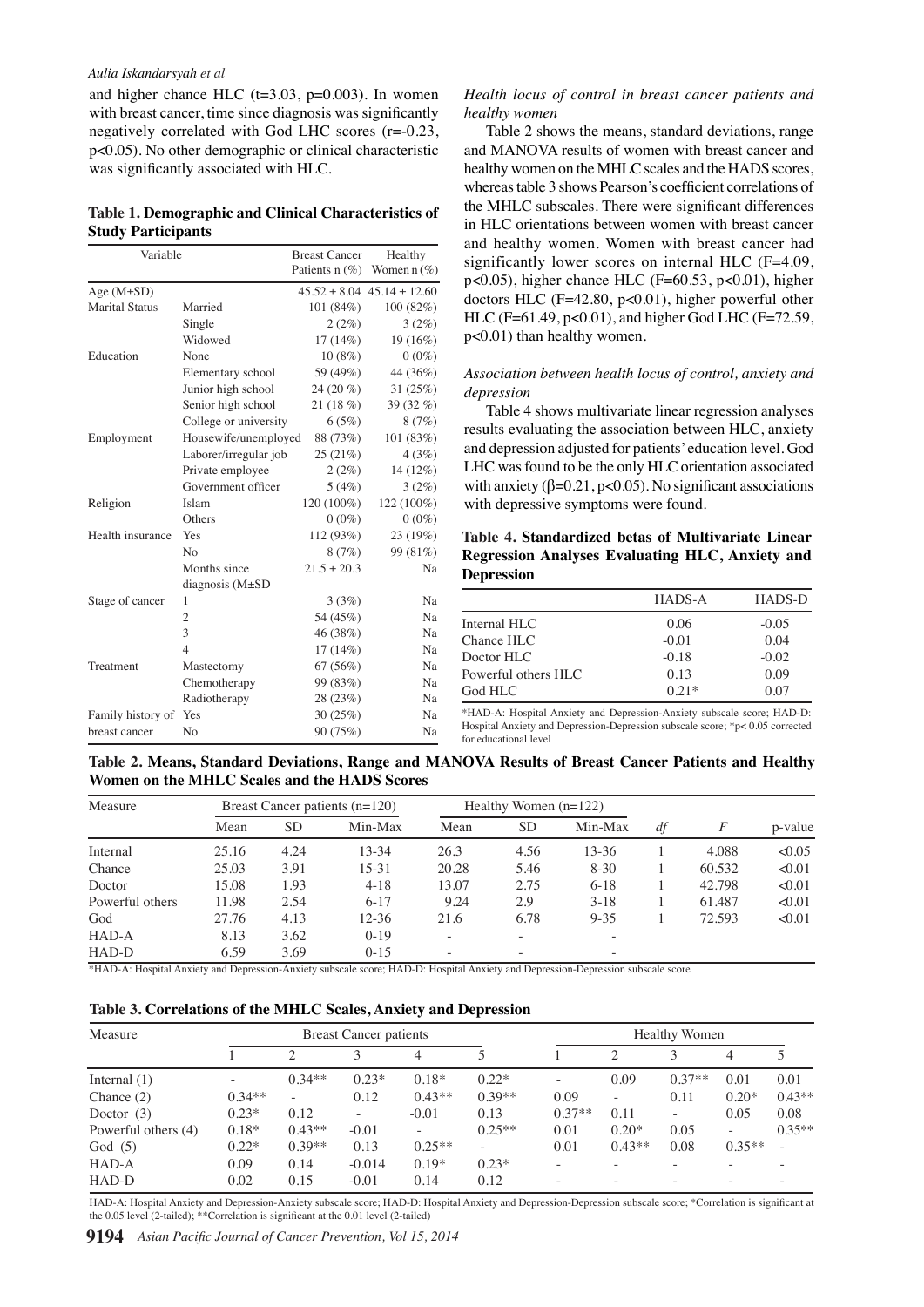and higher chance HLC (t=3.03, p=0.003). In women with breast cancer, time since diagnosis was significantly negatively correlated with God LHC scores (r=-0.23, p<0.05). No other demographic or clinical characteristic was significantly associated with HLC.

**Table 1. Demographic and Clinical Characteristics of Study Participants**

| Variable | | Breast Cancer Patients n (%) | Healthy Women n (%) |
|---|---|---|---|
| Age (M±SD) | | 45.52 ± 8.04 | 45.14 ± 12.60 |
| Marital Status | Married | 101 (84%) | 100 (82%) |
| | Single | 2 (2%) | 3 (2%) |
| | Widowed | 17 (14%) | 19 (16%) |
| Education | None | 10 (8%) | 0 (0%) |
| | Elementary school | 59 (49%) | 44 (36%) |
| | Junior high school | 24 (20 %) | 31 (25%) |
| | Senior high school | 21 (18 %) | 39 (32 %) |
| | College or university | 6 (5%) | 8 (7%) |
| Employment | Housewife/unemployed | 88 (73%) | 101 (83%) |
| | Laborer/irregular job | 25 (21%) | 4 (3%) |
| | Private employee | 2 (2%) | 14 (12%) |
| | Government officer | 5 (4%) | 3 (2%) |
| Religion | Islam | 120 (100%) | 122 (100%) |
| | Others | 0 (0%) | 0 (0%) |
| Health insurance | Yes | 112 (93%) | 23 (19%) |
| | No | 8 (7%) | 99 (81%) |
| | Months since diagnosis (M±SD | 21.5 ± 20.3 | Na |
| Stage of cancer | 1 | 3 (3%) | Na |
| | 2 | 54 (45%) | Na |
| | 3 | 46 (38%) | Na |
| | 4 | 17 (14%) | Na |
| Treatment | Mastectomy | 67 (56%) | Na |
| | Chemotherapy | 99 (83%) | Na |
| | Radiotherapy | 28 (23%) | Na |
| Family history of breast cancer | Yes | 30 (25%) | Na |
| | No | 90 (75%) | Na |

*Health locus of control in breast cancer patients and healthy women*

Table 2 shows the means, standard deviations, range and MANOVA results of women with breast cancer and healthy women on the MHLC scales and the HADS scores, whereas table 3 shows Pearson's coefficient correlations of the MHLC subscales. There were significant differences in HLC orientations between women with breast cancer and healthy women. Women with breast cancer had significantly lower scores on internal HLC (F=4.09, p<0.05), higher chance HLC (F=60.53, p<0.01), higher doctors HLC (F=42.80, p<0.01), higher powerful other HLC (F=61.49, p<0.01), and higher God LHC (F=72.59, p<0.01) than healthy women.

*Association between health locus of control, anxiety and depression*

Table 4 shows multivariate linear regression analyses results evaluating the association between HLC, anxiety and depression adjusted for patients' education level. God LHC was found to be the only HLC orientation associated with anxiety (β=0.21, p<0.05). No significant associations with depressive symptoms were found.

**Table 4. Standardized betas of Multivariate Linear Regression Analyses Evaluating HLC, Anxiety and Depression**

| | HADS-A | HADS-D |
|---|---|---|
| Internal HLC | 0.06 | -0.05 |
| Chance HLC | -0.01 | 0.04 |
| Doctor HLC | -0.18 | -0.02 |
| Powerful others HLC | 0.13 | 0.09 |
| God HLC | 0.21* | 0.07 |

*HAD-A: Hospital Anxiety and Depression-Anxiety subscale score; HAD-D: Hospital Anxiety and Depression-Depression subscale score; *p< 0.05 corrected for educational level

**Table 2. Means, Standard Deviations, Range and MANOVA Results of Breast Cancer Patients and Healthy Women on the MHLC Scales and the HADS Scores**

| Measure | Breast Cancer patients (n=120) | | | Healthy Women (n=122) | | | | | |
|---|---|---|---|---|---|---|---|---|---|
| | Mean | SD | Min-Max | Mean | SD | Min-Max | *df* | *F* | p-value |
| Internal | 25.16 | 4.24 | 13-34 | 26.3 | 4.56 | 13-36 | 1 | 4.088 | <0.05 |
| Chance | 25.03 | 3.91 | 15-31 | 20.28 | 5.46 | 8-30 | 1 | 60.532 | <0.01 |
| Doctor | 15.08 | 1.93 | 4-18 | 13.07 | 2.75 | 6-18 | 1 | 42.798 | <0.01 |
| Powerful others | 11.98 | 2.54 | 6-17 | 9.24 | 2.9 | 3-18 | 1 | 61.487 | <0.01 |
| God | 27.76 | 4.13 | 12-36 | 21.6 | 6.78 | 9-35 | 1 | 72.593 | <0.01 |
| HAD-A | 8.13 | 3.62 | 0-19 | - | - | - | | | |
| HAD-D | 6.59 | 3.69 | 0-15 | - | - | - | | | |

*HAD-A: Hospital Anxiety and Depression-Anxiety subscale score; HAD-D: Hospital Anxiety and Depression-Depression subscale score

**Table 3. Correlations of the MHLC Scales, Anxiety and Depression**

| Measure | Breast Cancer patients | | | | | Healthy Women | | | | |
|---|---|---|---|---|---|---|---|---|---|---|
| | 1 | 2 | 3 | 4 | 5 | 1 | 2 | 3 | 4 | 5 |
| Internal (1) | - | 0.34** | 0.23* | 0.18* | 0.22* | - | 0.09 | 0.37** | 0.01 | 0.01 |
| Chance (2) | 0.34** | - | 0.12 | 0.43** | 0.39** | 0.09 | - | 0.11 | 0.20* | 0.43** |
| Doctor (3) | 0.23* | 0.12 | - | -0.01 | 0.13 | 0.37** | 0.11 | - | 0.05 | 0.08 |
| Powerful others (4) | 0.18* | 0.43** | -0.01 | - | 0.25** | 0.01 | 0.20* | 0.05 | - | 0.35** |
| God (5) | 0.22* | 0.39** | 0.13 | 0.25** | - | 0.01 | 0.43** | 0.08 | 0.35** | - |
| HAD-A | 0.09 | 0.14 | -0.014 | 0.19* | 0.23* | - | - | - | - | - |
| HAD-D | 0.02 | 0.15 | -0.01 | 0.14 | 0.12 | - | - | - | - | - |

HAD-A: Hospital Anxiety and Depression-Anxiety subscale score; HAD-D: Hospital Anxiety and Depression-Depression subscale score; *Correlation is significant at the 0.05 level (2-tailed); **Correlation is significant at the 0.01 level (2-tailed)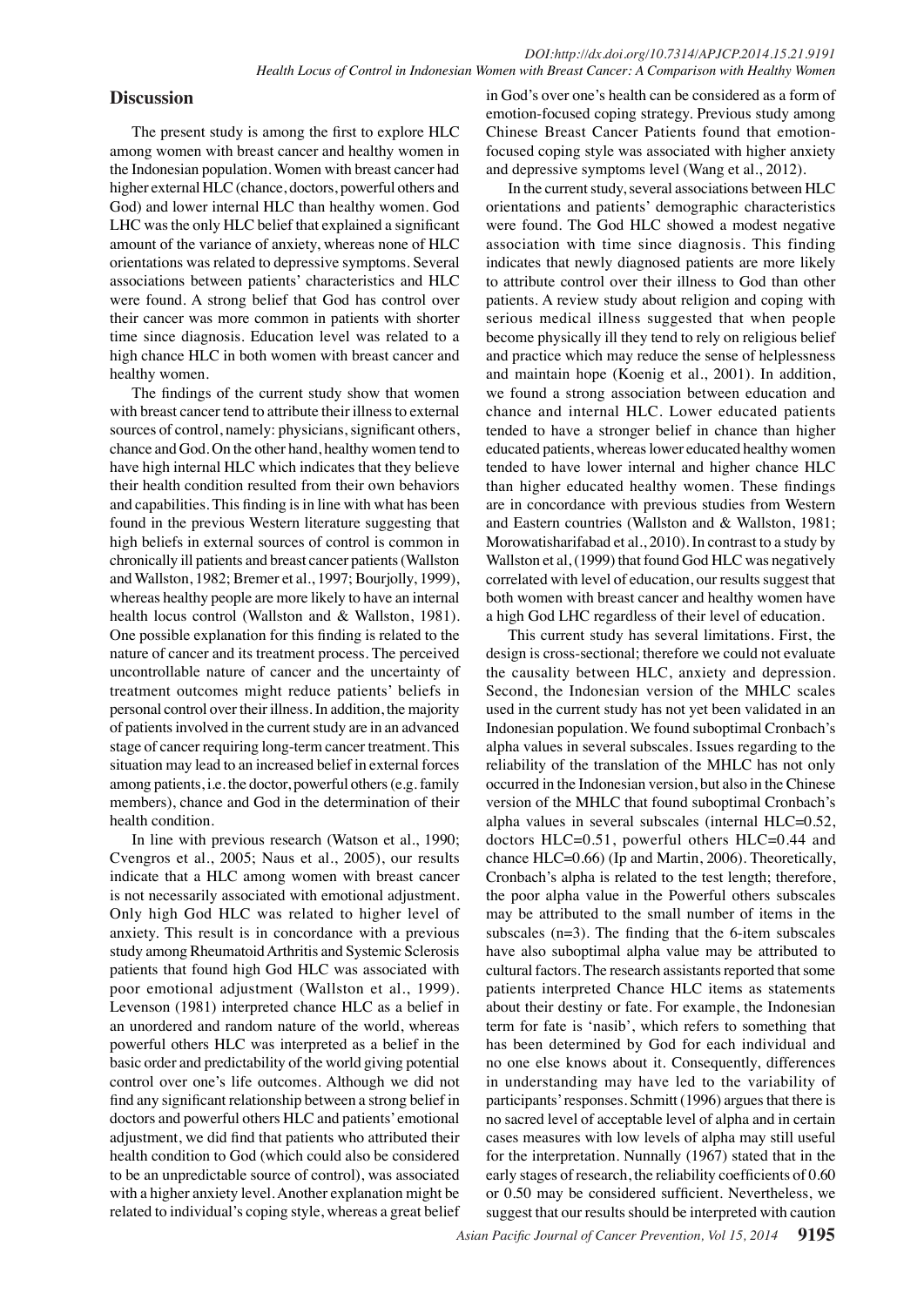## Discussion

The present study is among the first to explore HLC among women with breast cancer and healthy women in the Indonesian population. Women with breast cancer had higher external HLC (chance, doctors, powerful others and God) and lower internal HLC than healthy women. God LHC was the only HLC belief that explained a significant amount of the variance of anxiety, whereas none of HLC orientations was related to depressive symptoms. Several associations between patients' characteristics and HLC were found. A strong belief that God has control over their cancer was more common in patients with shorter time since diagnosis. Education level was related to a high chance HLC in both women with breast cancer and healthy women.

The findings of the current study show that women with breast cancer tend to attribute their illness to external sources of control, namely: physicians, significant others, chance and God. On the other hand, healthy women tend to have high internal HLC which indicates that they believe their health condition resulted from their own behaviors and capabilities. This finding is in line with what has been found in the previous Western literature suggesting that high beliefs in external sources of control is common in chronically ill patients and breast cancer patients (Wallston and Wallston, 1982; Bremer et al., 1997; Bourjolly, 1999), whereas healthy people are more likely to have an internal health locus control (Wallston and & Wallston, 1981). One possible explanation for this finding is related to the nature of cancer and its treatment process. The perceived uncontrollable nature of cancer and the uncertainty of treatment outcomes might reduce patients' beliefs in personal control over their illness. In addition, the majority of patients involved in the current study are in an advanced stage of cancer requiring long-term cancer treatment. This situation may lead to an increased belief in external forces among patients, i.e. the doctor, powerful others (e.g. family members), chance and God in the determination of their health condition.

In line with previous research (Watson et al., 1990; Cvengros et al., 2005; Naus et al., 2005), our results indicate that a HLC among women with breast cancer is not necessarily associated with emotional adjustment. Only high God HLC was related to higher level of anxiety. This result is in concordance with a previous study among Rheumatoid Arthritis and Systemic Sclerosis patients that found high God HLC was associated with poor emotional adjustment (Wallston et al., 1999). Levenson (1981) interpreted chance HLC as a belief in an unordered and random nature of the world, whereas powerful others HLC was interpreted as a belief in the basic order and predictability of the world giving potential control over one's life outcomes. Although we did not find any significant relationship between a strong belief in doctors and powerful others HLC and patients' emotional adjustment, we did find that patients who attributed their health condition to God (which could also be considered to be an unpredictable source of control), was associated with a higher anxiety level. Another explanation might be related to individual's coping style, whereas a great belief in God's over one's health can be considered as a form of emotion-focused coping strategy. Previous study among Chinese Breast Cancer Patients found that emotion-focused coping style was associated with higher anxiety and depressive symptoms level (Wang et al., 2012).

In the current study, several associations between HLC orientations and patients' demographic characteristics were found. The God HLC showed a modest negative association with time since diagnosis. This finding indicates that newly diagnosed patients are more likely to attribute control over their illness to God than other patients. A review study about religion and coping with serious medical illness suggested that when people become physically ill they tend to rely on religious belief and practice which may reduce the sense of helplessness and maintain hope (Koenig et al., 2001). In addition, we found a strong association between education and chance and internal HLC. Lower educated patients tended to have a stronger belief in chance than higher educated patients, whereas lower educated healthy women tended to have lower internal and higher chance HLC than higher educated healthy women. These findings are in concordance with previous studies from Western and Eastern countries (Wallston and & Wallston, 1981; Morowatisharifabad et al., 2010). In contrast to a study by Wallston et al, (1999) that found God HLC was negatively correlated with level of education, our results suggest that both women with breast cancer and healthy women have a high God LHC regardless of their level of education.

This current study has several limitations. First, the design is cross-sectional; therefore we could not evaluate the causality between HLC, anxiety and depression. Second, the Indonesian version of the MHLC scales used in the current study has not yet been validated in an Indonesian population. We found suboptimal Cronbach's alpha values in several subscales. Issues regarding to the reliability of the translation of the MHLC has not only occurred in the Indonesian version, but also in the Chinese version of the MHLC that found suboptimal Cronbach's alpha values in several subscales (internal HLC=0.52, doctors HLC=0.51, powerful others HLC=0.44 and chance HLC=0.66) (Ip and Martin, 2006). Theoretically, Cronbach's alpha is related to the test length; therefore, the poor alpha value in the Powerful others subscales may be attributed to the small number of items in the subscales (n=3). The finding that the 6-item subscales have also suboptimal alpha value may be attributed to cultural factors. The research assistants reported that some patients interpreted Chance HLC items as statements about their destiny or fate. For example, the Indonesian term for fate is 'nasib', which refers to something that has been determined by God for each individual and no one else knows about it. Consequently, differences in understanding may have led to the variability of participants' responses. Schmitt (1996) argues that there is no sacred level of acceptable level of alpha and in certain cases measures with low levels of alpha may still useful for the interpretation. Nunnally (1967) stated that in the early stages of research, the reliability coefficients of 0.60 or 0.50 may be considered sufficient. Nevertheless, we suggest that our results should be interpreted with caution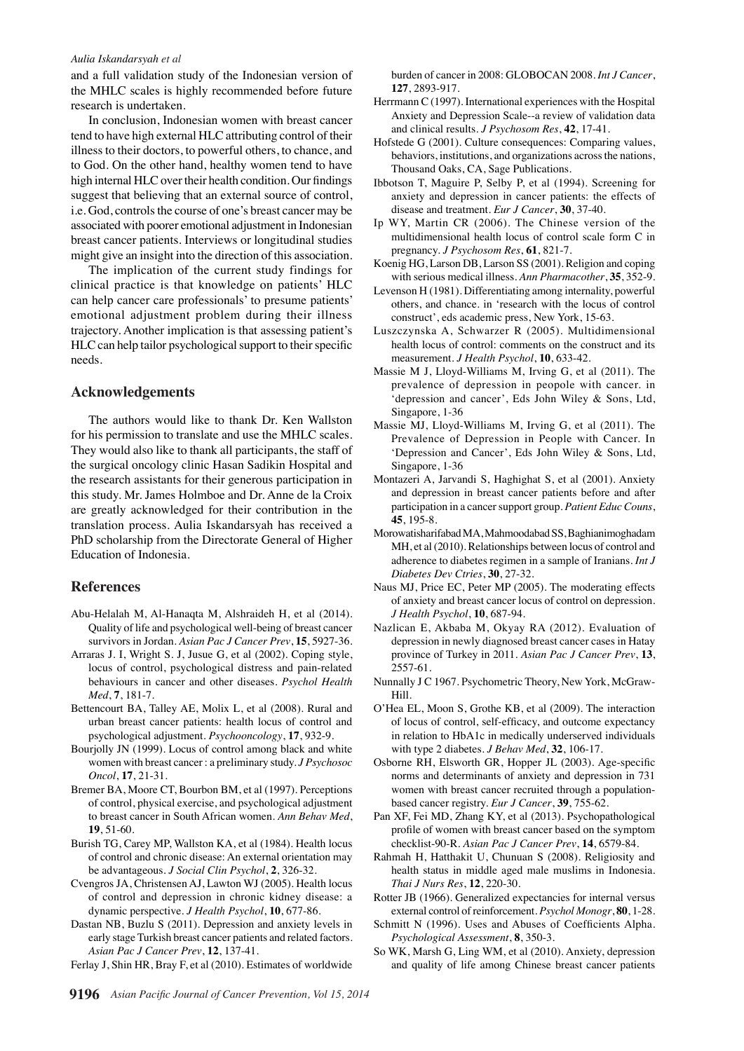and a full validation study of the Indonesian version of the MHLC scales is highly recommended before future research is undertaken.

In conclusion, Indonesian women with breast cancer tend to have high external HLC attributing control of their illness to their doctors, to powerful others, to chance, and to God. On the other hand, healthy women tend to have high internal HLC over their health condition. Our findings suggest that believing that an external source of control, i.e. God, controls the course of one's breast cancer may be associated with poorer emotional adjustment in Indonesian breast cancer patients. Interviews or longitudinal studies might give an insight into the direction of this association.

The implication of the current study findings for clinical practice is that knowledge on patients' HLC can help cancer care professionals' to presume patients' emotional adjustment problem during their illness trajectory. Another implication is that assessing patient's HLC can help tailor psychological support to their specific needs.

## Acknowledgements

The authors would like to thank Dr. Ken Wallston for his permission to translate and use the MHLC scales. They would also like to thank all participants, the staff of the surgical oncology clinic Hasan Sadikin Hospital and the research assistants for their generous participation in this study. Mr. James Holmboe and Dr. Anne de la Croix are greatly acknowledged for their contribution in the translation process. Aulia Iskandarsyah has received a PhD scholarship from the Directorate General of Higher Education of Indonesia.

## References

Abu-Helalah M, Al-Hanaqta M, Alshraideh H, et al (2014). Quality of life and psychological well-being of breast cancer survivors in Jordan. *Asian Pac J Cancer Prev*, **15**, 5927-36.

Arraras J. I, Wright S. J, Jusue G, et al (2002). Coping style, locus of control, psychological distress and pain-related behaviours in cancer and other diseases. *Psychol Health Med*, **7**, 181-7.

Bettencourt BA, Talley AE, Molix L, et al (2008). Rural and urban breast cancer patients: health locus of control and psychological adjustment. *Psychooncology*, **17**, 932-9.

Bourjolly JN (1999). Locus of control among black and white women with breast cancer : a preliminary study. *J Psychosoc Oncol*, **17**, 21-31.

Bremer BA, Moore CT, Bourbon BM, et al (1997). Perceptions of control, physical exercise, and psychological adjustment to breast cancer in South African women. *Ann Behav Med*, **19**, 51-60.

Burish TG, Carey MP, Wallston KA, et al (1984). Health locus of control and chronic disease: An external orientation may be advantageous. *J Social Clin Psychol*, **2**, 326-32.

Cvengros JA, Christensen AJ, Lawton WJ (2005). Health locus of control and depression in chronic kidney disease: a dynamic perspective. *J Health Psychol*, **10**, 677-86.

Dastan NB, Buzlu S (2011). Depression and anxiety levels in early stage Turkish breast cancer patients and related factors. *Asian Pac J Cancer Prev*, **12**, 137-41.

Ferlay J, Shin HR, Bray F, et al (2010). Estimates of worldwide burden of cancer in 2008: GLOBOCAN 2008. *Int J Cancer*, **127**, 2893-917.

Herrmann C (1997). International experiences with the Hospital Anxiety and Depression Scale--a review of validation data and clinical results. *J Psychosom Res*, **42**, 17-41.

Hofstede G (2001). Culture consequences: Comparing values, behaviors, institutions, and organizations across the nations, Thousand Oaks, CA, Sage Publications.

Ibbotson T, Maguire P, Selby P, et al (1994). Screening for anxiety and depression in cancer patients: the effects of disease and treatment. *Eur J Cancer*, **30**, 37-40.

Ip WY, Martin CR (2006). The Chinese version of the multidimensional health locus of control scale form C in pregnancy. *J Psychosom Res*, **61**, 821-7.

Koenig HG, Larson DB, Larson SS (2001). Religion and coping with serious medical illness. *Ann Pharmacother*, **35**, 352-9.

Levenson H (1981). Differentiating among internality, powerful others, and chance. in 'research with the locus of control construct', eds academic press, New York, 15-63.

Luszczynska A, Schwarzer R (2005). Multidimensional health locus of control: comments on the construct and its measurement. *J Health Psychol*, **10**, 633-42.

Massie M J, Lloyd-Williams M, Irving G, et al (2011). The prevalence of depression in peopole with cancer. in 'depression and cancer', Eds John Wiley & Sons, Ltd, Singapore, 1-36

Massie MJ, Lloyd-Williams M, Irving G, et al (2011). The Prevalence of Depression in People with Cancer. In 'Depression and Cancer', Eds John Wiley & Sons, Ltd, Singapore, 1-36

Montazeri A, Jarvandi S, Haghighat S, et al (2001). Anxiety and depression in breast cancer patients before and after participation in a cancer support group. *Patient Educ Couns*, **45**, 195-8.

Morowatisharifabad MA, Mahmoodabad SS, Baghianimoghadam MH, et al (2010). Relationships between locus of control and adherence to diabetes regimen in a sample of Iranians. *Int J Diabetes Dev Ctries*, **30**, 27-32.

Naus MJ, Price EC, Peter MP (2005). The moderating effects of anxiety and breast cancer locus of control on depression. *J Health Psychol*, **10**, 687-94.

Nazlican E, Akbaba M, Okyay RA (2012). Evaluation of depression in newly diagnosed breast cancer cases in Hatay province of Turkey in 2011. *Asian Pac J Cancer Prev*, **13**, 2557-61.

Nunnally J C 1967. Psychometric Theory, New York, McGraw-Hill.

O'Hea EL, Moon S, Grothe KB, et al (2009). The interaction of locus of control, self-efficacy, and outcome expectancy in relation to HbA1c in medically underserved individuals with type 2 diabetes. *J Behav Med*, **32**, 106-17.

Osborne RH, Elsworth GR, Hopper JL (2003). Age-specific norms and determinants of anxiety and depression in 731 women with breast cancer recruited through a population-based cancer registry. *Eur J Cancer*, **39**, 755-62.

Pan XF, Fei MD, Zhang KY, et al (2013). Psychopathological profile of women with breast cancer based on the symptom checklist-90-R. *Asian Pac J Cancer Prev*, **14**, 6579-84.

Rahmah H, Hatthakit U, Chunuan S (2008). Religiosity and health status in middle aged male muslims in Indonesia. *Thai J Nurs Res*, **12**, 220-30.

Rotter JB (1966). Generalized expectancies for internal versus external control of reinforcement. *Psychol Monogr*, **80**, 1-28.

Schmitt N (1996). Uses and Abuses of Coefficients Alpha. *Psychological Assessment*, **8**, 350-3.

So WK, Marsh G, Ling WM, et al (2010). Anxiety, depression and quality of life among Chinese breast cancer patients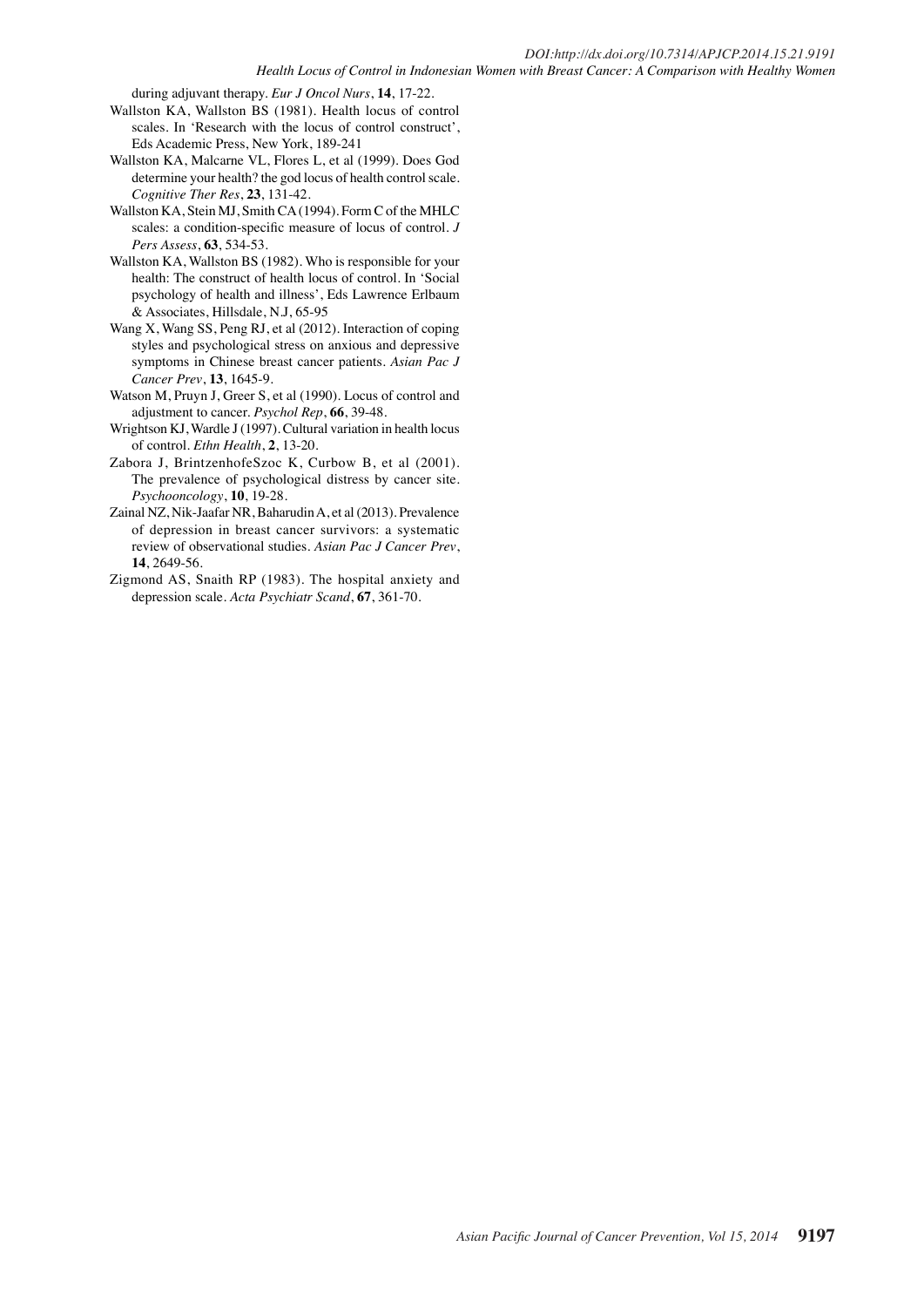during adjuvant therapy. *Eur J Oncol Nurs*, **14**, 17-22.

Wallston KA, Wallston BS (1981). Health locus of control scales. In 'Research with the locus of control construct', Eds Academic Press, New York, 189-241

Wallston KA, Malcarne VL, Flores L, et al (1999). Does God determine your health? the god locus of health control scale. *Cognitive Ther Res*, **23**, 131-42.

Wallston KA, Stein MJ, Smith CA (1994). Form C of the MHLC scales: a condition-specific measure of locus of control. *J Pers Assess*, **63**, 534-53.

Wallston KA, Wallston BS (1982). Who is responsible for your health: The construct of health locus of control. In 'Social psychology of health and illness', Eds Lawrence Erlbaum & Associates, Hillsdale, N.J, 65-95

Wang X, Wang SS, Peng RJ, et al (2012). Interaction of coping styles and psychological stress on anxious and depressive symptoms in Chinese breast cancer patients. *Asian Pac J Cancer Prev*, **13**, 1645-9.

Watson M, Pruyn J, Greer S, et al (1990). Locus of control and adjustment to cancer. *Psychol Rep*, **66**, 39-48.

Wrightson KJ, Wardle J (1997). Cultural variation in health locus of control. *Ethn Health*, **2**, 13-20.

Zabora J, BrintzenhofeSzoc K, Curbow B, et al (2001). The prevalence of psychological distress by cancer site. *Psychooncology*, **10**, 19-28.

Zainal NZ, Nik-Jaafar NR, Baharudin A, et al (2013). Prevalence of depression in breast cancer survivors: a systematic review of observational studies. *Asian Pac J Cancer Prev*, **14**, 2649-56.

Zigmond AS, Snaith RP (1983). The hospital anxiety and depression scale. *Acta Psychiatr Scand*, **67**, 361-70.